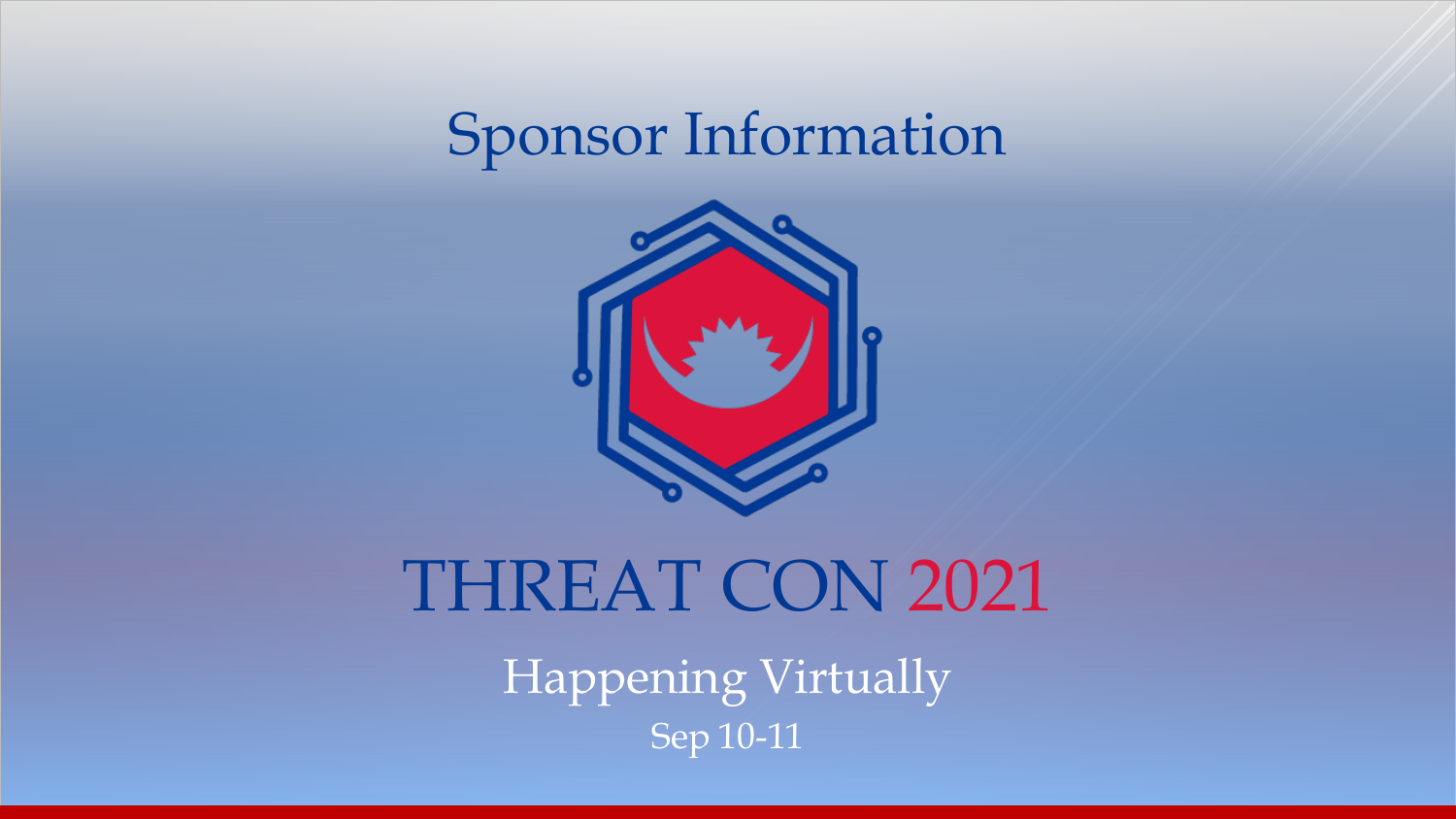# Sponsor Information

# THREAT CON 2021

Happening Virtually

Sep 10-11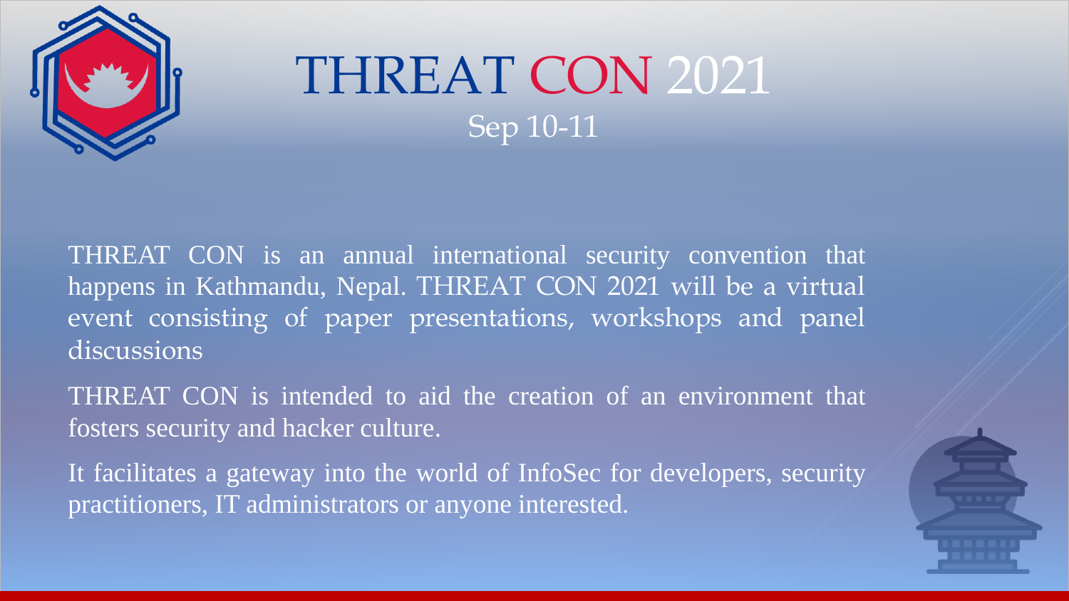# THREAT CON 2021

## Sep 10-11

THREAT CON is an annual international security convention that happens in Kathmandu, Nepal. THREAT CON 2021 will be a virtual event consisting of paper presentations, workshops and panel discussions

THREAT CON is intended to aid the creation of an environment that fosters security and hacker culture.

It facilitates a gateway into the world of InfoSec for developers, security practitioners, IT administrators or anyone interested.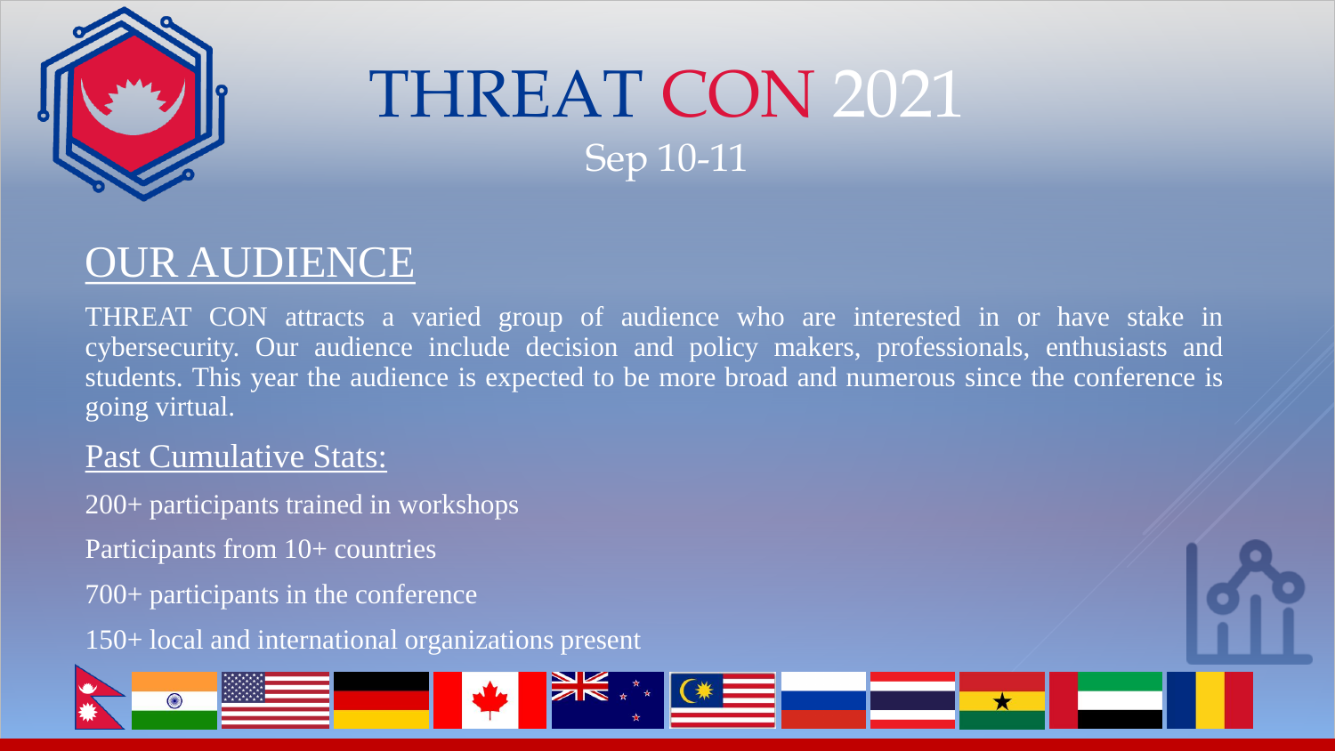# THREAT CON 2021

Sep 10-11

## OUR AUDIENCE

THREAT CON attracts a varied group of audience who are interested in or have stake in cybersecurity. Our audience include decision and policy makers, professionals, enthusiasts and students. This year the audience is expected to be more broad and numerous since the conference is going virtual.

### Past Cumulative Stats:

200+ participants trained in workshops

Participants from 10+ countries

700+ participants in the conference

150+ local and international organizations present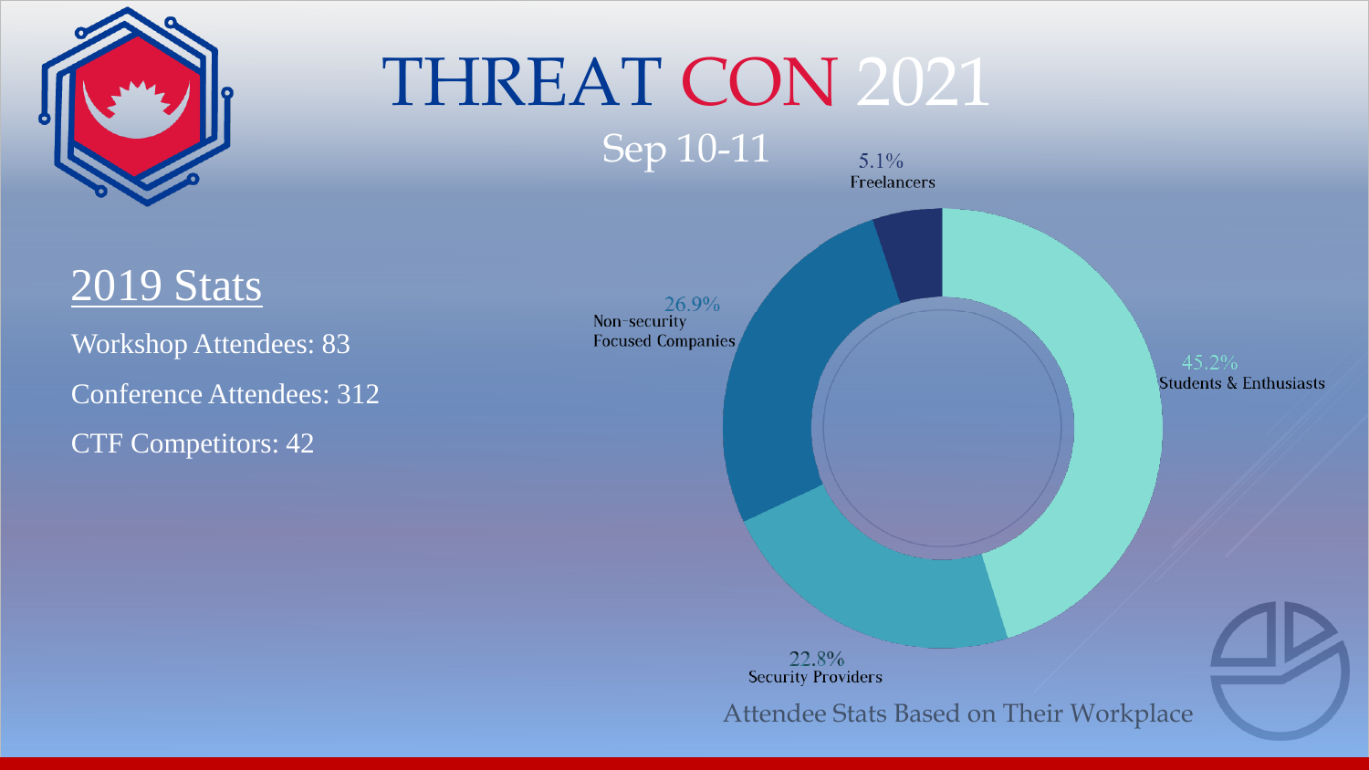# THREAT CON 2021

Sep 10-11

## 2019 Stats

Workshop Attendees: 83

Conference Attendees: 312

CTF Competitors: 42

5.1% Freelancers

26.9% Non-security Focused Companies

45.2% Students & Enthusiasts

22.8% Security Providers

Attendee Stats Based on Their Workplace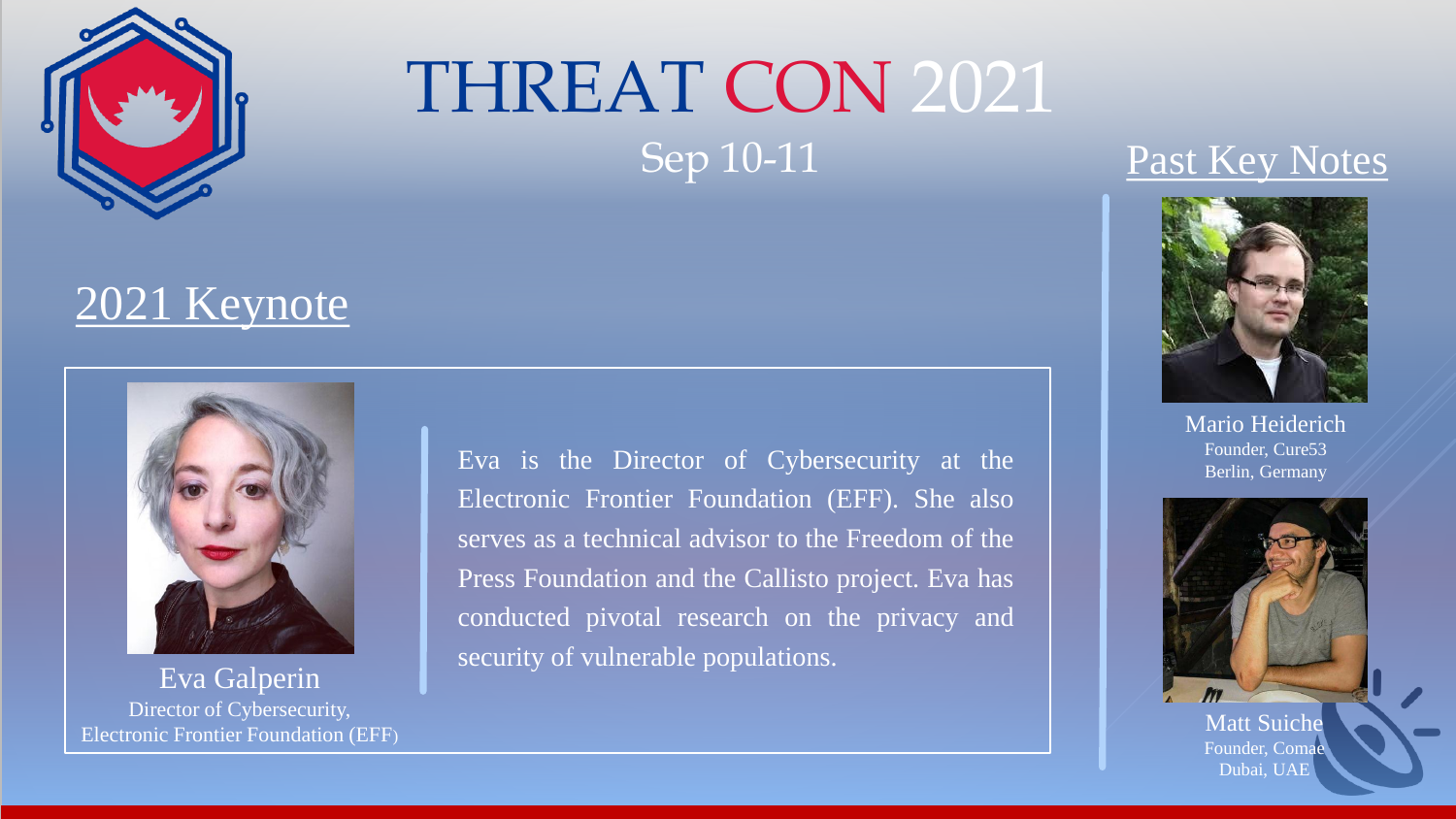# THREAT CON 2021

Sep 10-11

## 2021 Keynote

**Eva Galperin**
Director of Cybersecurity,
Electronic Frontier Foundation (EFF)

Eva is the Director of Cybersecurity at the Electronic Frontier Foundation (EFF). She also serves as a technical advisor to the Freedom of the Press Foundation and the Callisto project. Eva has conducted pivotal research on the privacy and security of vulnerable populations.

## Past Key Notes

**Mario Heiderich**
Founder, Cure53
Berlin, Germany

**Matt Suiche**
Founder, Comae
Dubai, UAE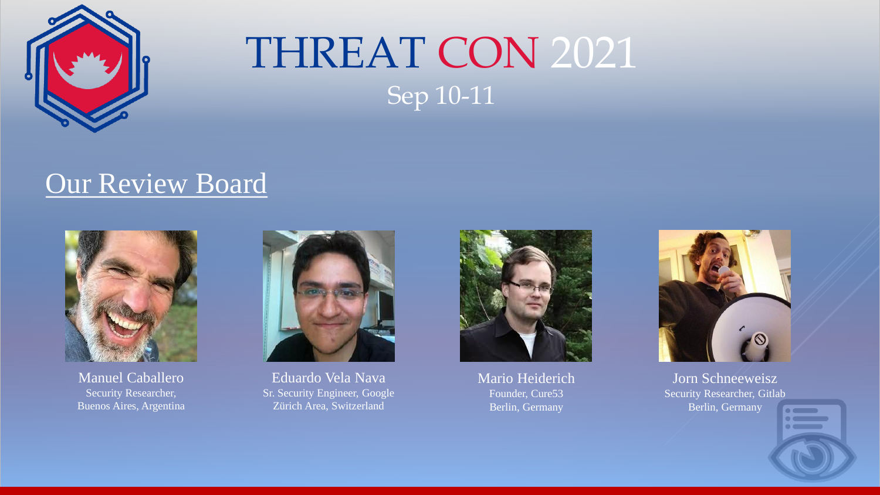# THREAT CON 2021

Sep 10-11

## Our Review Board

Manuel Caballero
Security Researcher,
Buenos Aires, Argentina

Eduardo Vela Nava
Sr. Security Engineer, Google
Zürich Area, Switzerland

Mario Heiderich
Founder, Cure53
Berlin, Germany

Jorn Schneeweisz
Security Researcher, Gitlab
Berlin, Germany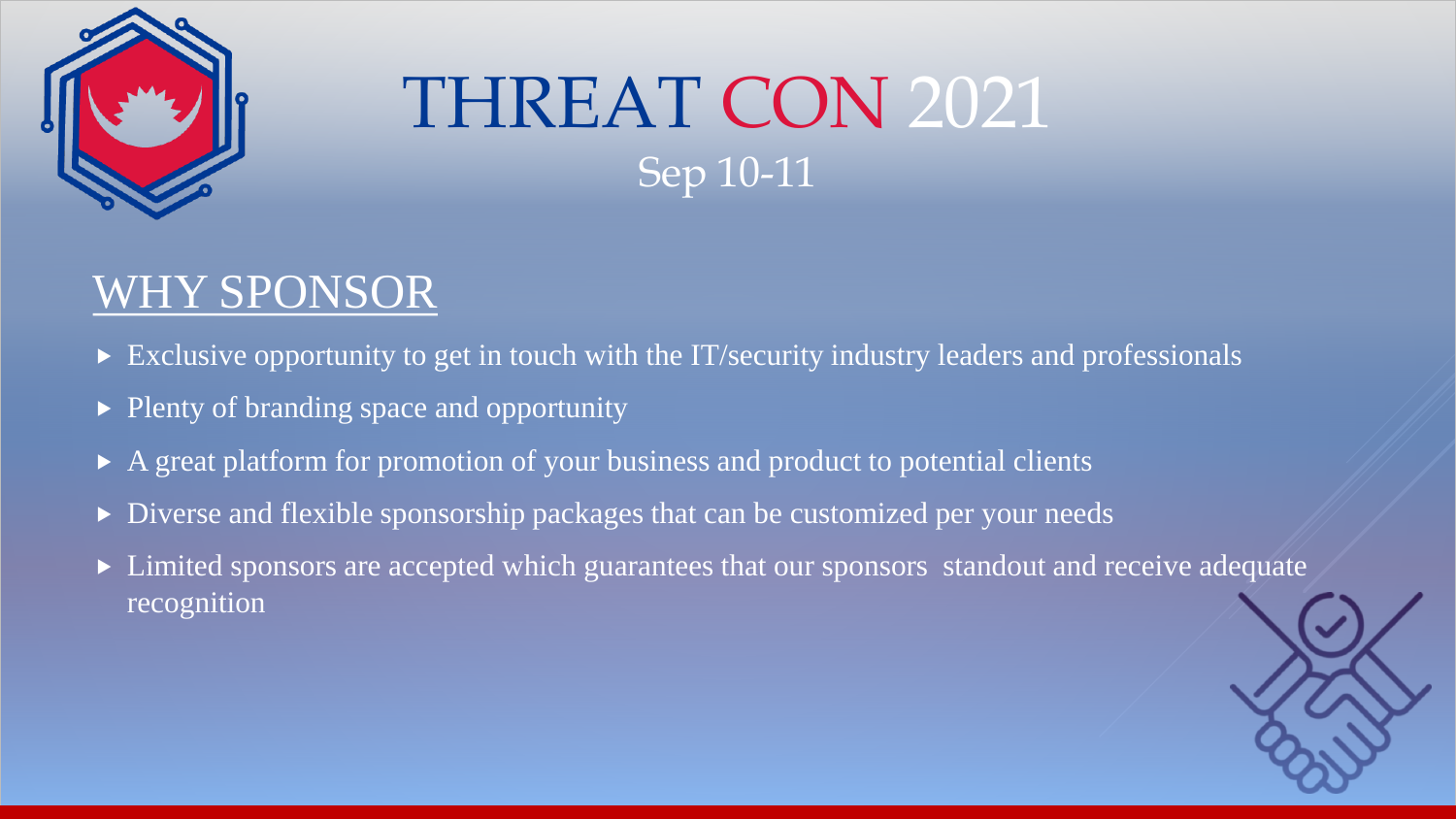# THREAT CON 2021

Sep 10-11

## WHY SPONSOR

- Exclusive opportunity to get in touch with the IT/security industry leaders and professionals
- Plenty of branding space and opportunity
- A great platform for promotion of your business and product to potential clients
- Diverse and flexible sponsorship packages that can be customized per your needs
- Limited sponsors are accepted which guarantees that our sponsors standout and receive adequate recognition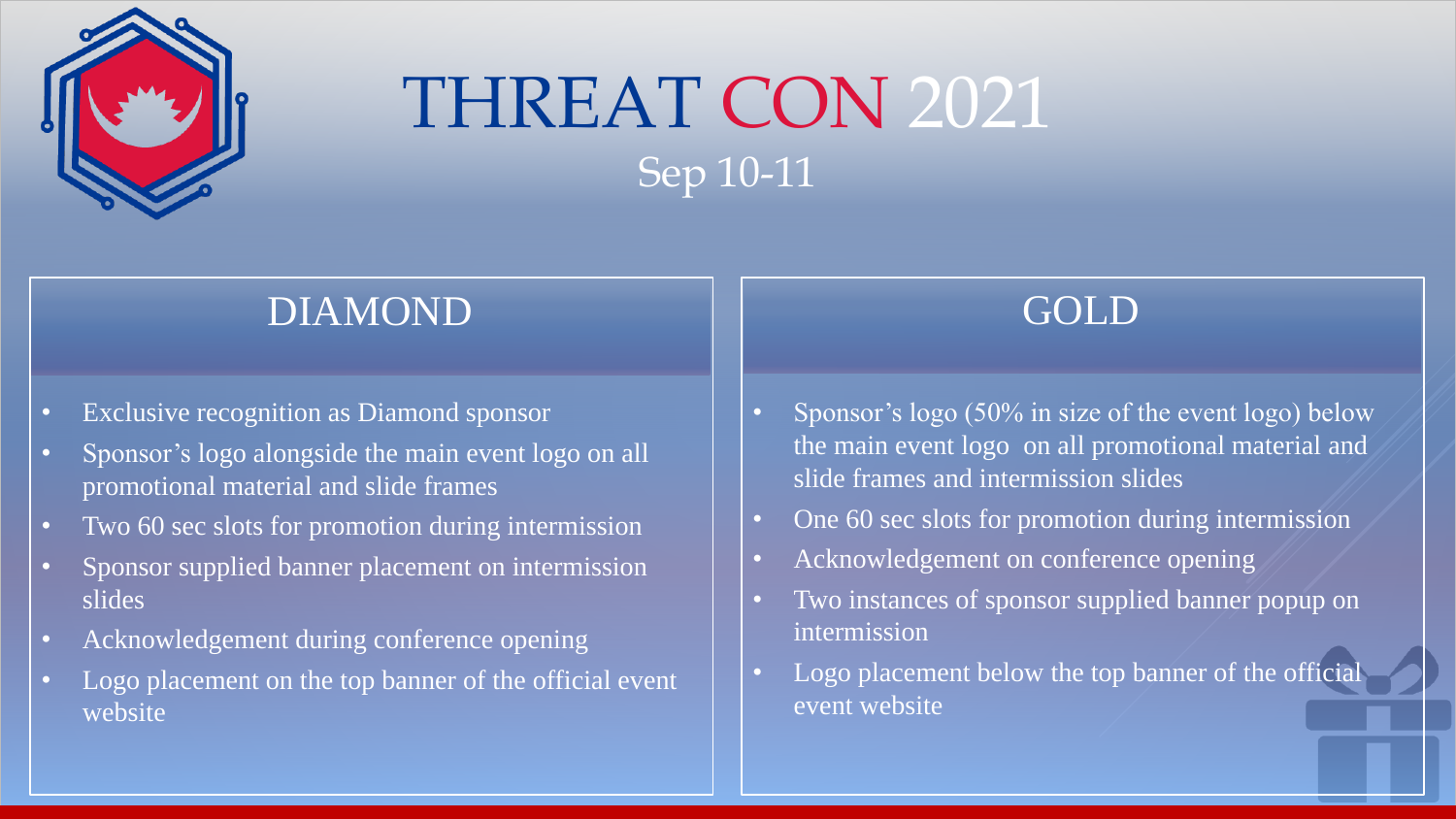# THREAT CON 2021

Sep 10-11

## DIAMOND

- Exclusive recognition as Diamond sponsor
- Sponsor's logo alongside the main event logo on all promotional material and slide frames
- Two 60 sec slots for promotion during intermission
- Sponsor supplied banner placement on intermission slides
- Acknowledgement during conference opening
- Logo placement on the top banner of the official event website

## GOLD

- Sponsor's logo (50% in size of the event logo) below the main event logo on all promotional material and slide frames and intermission slides
- One 60 sec slots for promotion during intermission
- Acknowledgement on conference opening
- Two instances of sponsor supplied banner popup on intermission
- Logo placement below the top banner of the official event website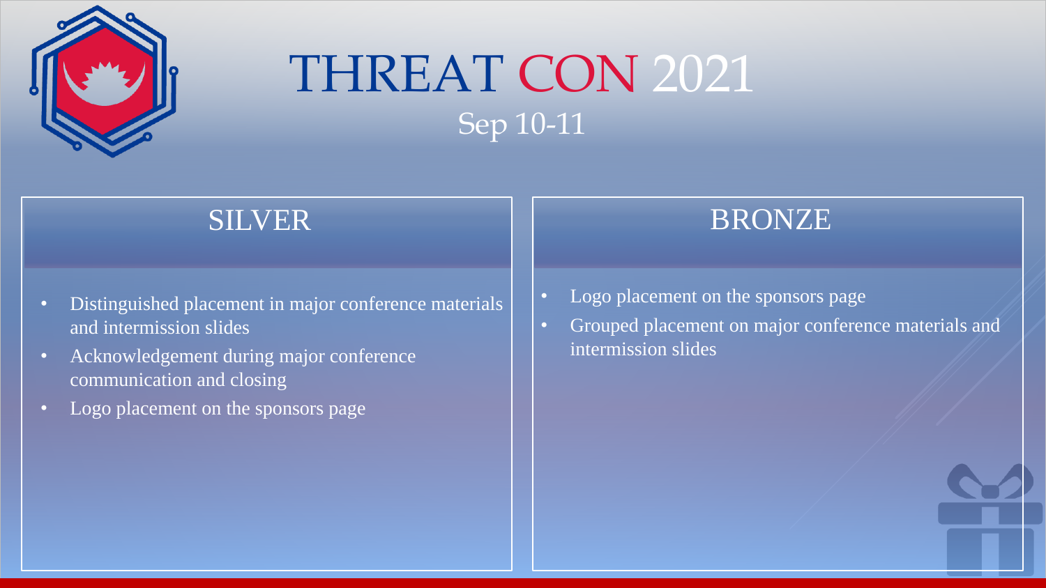# THREAT CON 2021

Sep 10-11

## SILVER

- Distinguished placement in major conference materials and intermission slides
- Acknowledgement during major conference communication and closing
- Logo placement on the sponsors page

## BRONZE

- Logo placement on the sponsors page
- Grouped placement on major conference materials and intermission slides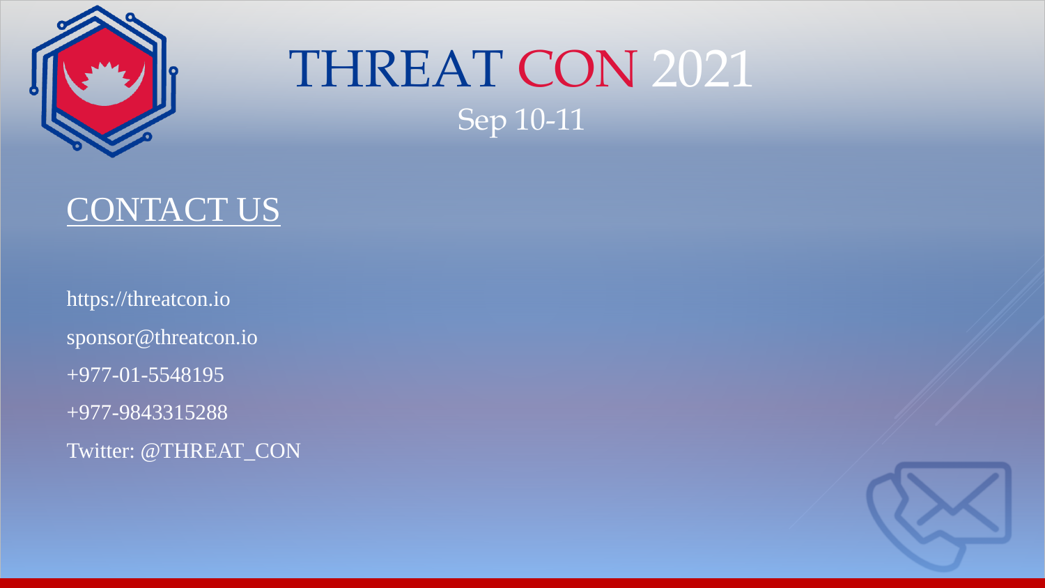# THREAT CON 2021

Sep 10-11

## CONTACT US

https://threatcon.io

sponsor@threatcon.io

+977-01-5548195

+977-9843315288

Twitter: @THREAT_CON